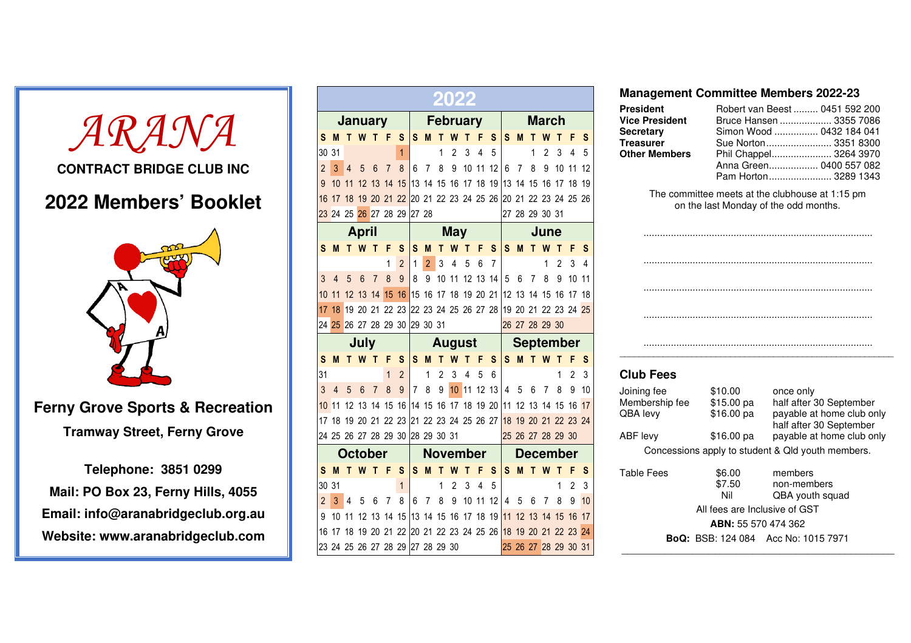# ARANA

**CONTRACT BRIDGE CLUB INC**

## 2022 Members' Booklet

**Ferny Grove Sports & Recreation**

**Tramway Street, Ferny Grove**

**Telephone: 3851 0299**

**Mail: PO Box 23, Ferny Hills, 4055**

**Email: info@aranabridgeclub.org.au**

**Website: www.aranabridgeclub.com**

## 2022

### January

| S | M | T | W | T | F | S |
|---|---|---|---|---|---|---|
| 30 | 31 | | | | | 1 |
| 2 | 3 | 4 | 5 | 6 | 7 | 8 |
| 9 | 10 | 11 | 12 | 13 | 14 | 15 |
| 16 | 17 | 18 | 19 | 20 | 21 | 22 |
| 23 | 24 | 25 | 26 | 27 | 28 | 29 |

### February

| S | M | T | W | T | F | S |
|---|---|---|---|---|---|---|
| | | 1 | 2 | 3 | 4 | 5 |
| 6 | 7 | 8 | 9 | 10 | 11 | 12 |
| 13 | 14 | 15 | 16 | 17 | 18 | 19 |
| 20 | 21 | 22 | 23 | 24 | 25 | 26 |
| 27 | 28 | | | | | |

### March

| S | M | T | W | T | F | S |
|---|---|---|---|---|---|---|
| | | 1 | 2 | 3 | 4 | 5 |
| 6 | 7 | 8 | 9 | 10 | 11 | 12 |
| 13 | 14 | 15 | 16 | 17 | 18 | 19 |
| 20 | 21 | 22 | 23 | 24 | 25 | 26 |
| 27 | 28 | 29 | 30 | 31 | | |

### April

| S | M | T | W | T | F | S |
|---|---|---|---|---|---|---|
| | | | | | 1 | 2 |
| 3 | 4 | 5 | 6 | 7 | 8 | 9 |
| 10 | 11 | 12 | 13 | 14 | 15 | 16 |
| 17 | 18 | 19 | 20 | 21 | 22 | 23 |
| 24 | 25 | 26 | 27 | 28 | 29 | 30 |

### May

| S | M | T | W | T | F | S |
|---|---|---|---|---|---|---|
| 1 | 2 | 3 | 4 | 5 | 6 | 7 |
| 8 | 9 | 10 | 11 | 12 | 13 | 14 |
| 15 | 16 | 17 | 18 | 19 | 20 | 21 |
| 22 | 23 | 24 | 25 | 26 | 27 | 28 |
| 29 | 30 | 31 | | | | |

### June

| S | M | T | W | T | F | S |
|---|---|---|---|---|---|---|
| | | | 1 | 2 | 3 | 4 |
| 5 | 6 | 7 | 8 | 9 | 10 | 11 |
| 12 | 13 | 14 | 15 | 16 | 17 | 18 |
| 19 | 20 | 21 | 22 | 23 | 24 | 25 |
| 26 | 27 | 28 | 29 | 30 | | |

### July

| S | M | T | W | T | F | S |
|---|---|---|---|---|---|---|
| 31 | | | | | 1 | 2 |
| 3 | 4 | 5 | 6 | 7 | 8 | 9 |
| 10 | 11 | 12 | 13 | 14 | 15 | 16 |
| 17 | 18 | 19 | 20 | 21 | 22 | 23 |
| 24 | 25 | 26 | 27 | 28 | 29 | 30 |

### August

| S | M | T | W | T | F | S |
|---|---|---|---|---|---|---|
| | 1 | 2 | 3 | 4 | 5 | 6 |
| 7 | 8 | 9 | 10 | 11 | 12 | 13 |
| 14 | 15 | 16 | 17 | 18 | 19 | 20 |
| 21 | 22 | 23 | 24 | 25 | 26 | 27 |
| 28 | 29 | 30 | 31 | | | |

### September

| S | M | T | W | T | F | S |
|---|---|---|---|---|---|---|
| | | | | 1 | 2 | 3 |
| 4 | 5 | 6 | 7 | 8 | 9 | 10 |
| 11 | 12 | 13 | 14 | 15 | 16 | 17 |
| 18 | 19 | 20 | 21 | 22 | 23 | 24 |
| 25 | 26 | 27 | 28 | 29 | 30 | |

### October

| S | M | T | W | T | F | S |
|---|---|---|---|---|---|---|
| 30 | 31 | | | | | 1 |
| 2 | 3 | 4 | 5 | 6 | 7 | 8 |
| 9 | 10 | 11 | 12 | 13 | 14 | 15 |
| 16 | 17 | 18 | 19 | 20 | 21 | 22 |
| 23 | 24 | 25 | 26 | 27 | 28 | 29 |

### November

| S | M | T | W | T | F | S |
|---|---|---|---|---|---|---|
| | | 1 | 2 | 3 | 4 | 5 |
| 6 | 7 | 8 | 9 | 10 | 11 | 12 |
| 13 | 14 | 15 | 16 | 17 | 18 | 19 |
| 20 | 21 | 22 | 23 | 24 | 25 | 26 |
| 27 | 28 | 29 | 30 | | | |

### December

| S | M | T | W | T | F | S |
|---|---|---|---|---|---|---|
| | | | | 1 | 2 | 3 |
| 4 | 5 | 6 | 7 | 8 | 9 | 10 |
| 11 | 12 | 13 | 14 | 15 | 16 | 17 |
| 18 | 19 | 20 | 21 | 22 | 23 | 24 |
| 25 | 26 | 27 | 28 | 29 | 30 | 31 |

## Management Committee Members 2022-23

| | | |
|---|---|---|
| **President** | Robert van Beest | 0451 592 200 |
| **Vice President** | Bruce Hansen | 3355 7086 |
| **Secretary** | Simon Wood | 0432 184 041 |
| **Treasurer** | Sue Norton | 3351 8300 |
| **Other Members** | Phil Chappel | 3264 3970 |
| | Anna Green | 0400 557 082 |
| | Pam Horton | 3289 1343 |

The committee meets at the clubhouse at 1:15 pm on the last Monday of the odd months.

.................................................................................

.................................................................................

.................................................................................

.................................................................................

.................................................................................

## Club Fees

| | | |
|---|---|---|
| Joining fee | $10.00 | once only |
| Membership fee | $15.00 pa | half after 30 September |
| QBA levy | $16.00 pa | payable at home club only half after 30 September |
| ABF levy | $16.00 pa | payable at home club only |

Concessions apply to student & Qld youth members.

| | | |
|---|---|---|
| Table Fees | $6.00 | members |
| | $7.50 | non-members |
| | Nil | QBA youth squad |

All fees are Inclusive of GST

**ABN:** 55 570 474 362

**BoQ:** BSB: 124 084 Acc No: 1015 7971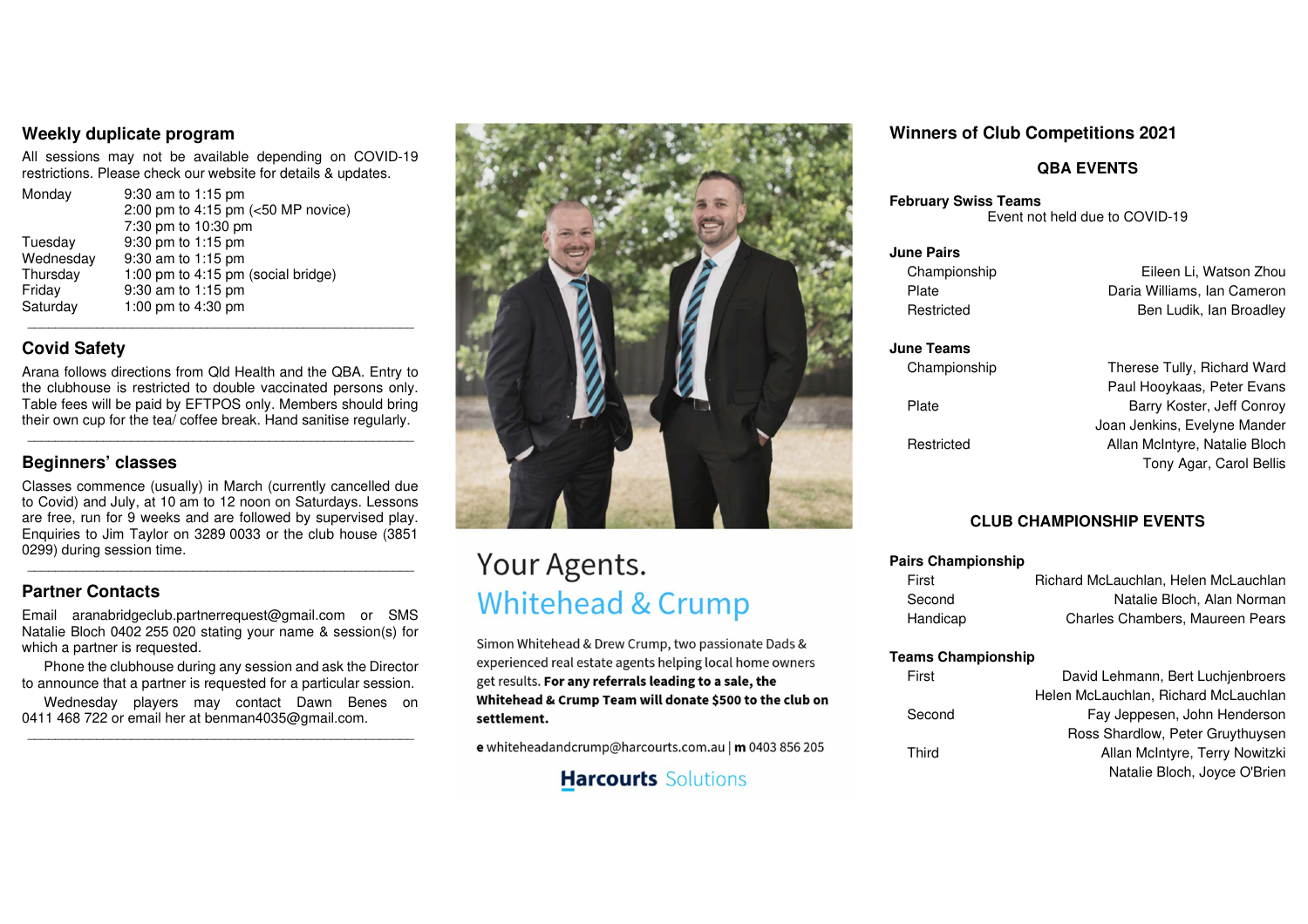## Weekly duplicate program

All sessions may not be available depending on COVID-19 restrictions. Please check our website for details & updates.

| | |
|---|---|
| Monday | 9:30 am to 1:15 pm |
| | 2:00 pm to 4:15 pm (<50 MP novice) |
| | 7:30 pm to 10:30 pm |
| Tuesday | 9:30 pm to 1:15 pm |
| Wednesday | 9:30 am to 1:15 pm |
| Thursday | 1:00 pm to 4:15 pm (social bridge) |
| Friday | 9:30 am to 1:15 pm |
| Saturday | 1:00 pm to 4:30 pm |

## Covid Safety

Arana follows directions from Qld Health and the QBA. Entry to the clubhouse is restricted to double vaccinated persons only. Table fees will be paid by EFTPOS only. Members should bring their own cup for the tea/ coffee break. Hand sanitise regularly.

## Beginners' classes

Classes commence (usually) in March (currently cancelled due to Covid) and July, at 10 am to 12 noon on Saturdays. Lessons are free, run for 9 weeks and are followed by supervised play. Enquiries to Jim Taylor on 3289 0033 or the club house (3851 0299) during session time.

## Partner Contacts

Email aranabridgeclub.partnerrequest@gmail.com or SMS Natalie Bloch 0402 255 020 stating your name & session(s) for which a partner is requested.

Phone the clubhouse during any session and ask the Director to announce that a partner is requested for a particular session.

Wednesday players may contact Dawn Benes on 0411 468 722 or email her at benman4035@gmail.com.

Your Agents.

Whitehead & Crump

Simon Whitehead & Drew Crump, two passionate Dads & experienced real estate agents helping local home owners get results. **For any referrals leading to a sale, the Whitehead & Crump Team will donate $500 to the club on settlement.**

**e** whiteheadandcrump@harcourts.com.au | **m** 0403 856 205

**Harcourts** Solutions

## Winners of Club Competitions 2021

### QBA EVENTS

**February Swiss Teams**

Event not held due to COVID-19

**June Pairs**

| | |
|---|---|
| Championship | Eileen Li, Watson Zhou |
| Plate | Daria Williams, Ian Cameron |
| Restricted | Ben Ludik, Ian Broadley |

**June Teams**

| | |
|---|---|
| Championship | Therese Tully, Richard Ward |
| | Paul Hooykaas, Peter Evans |
| Plate | Barry Koster, Jeff Conroy |
| | Joan Jenkins, Evelyne Mander |
| Restricted | Allan McIntyre, Natalie Bloch |
| | Tony Agar, Carol Bellis |

### CLUB CHAMPIONSHIP EVENTS

**Pairs Championship**

| | |
|---|---|
| First | Richard McLauchlan, Helen McLauchlan |
| Second | Natalie Bloch, Alan Norman |
| Handicap | Charles Chambers, Maureen Pears |

**Teams Championship**

| | |
|---|---|
| First | David Lehmann, Bert Luchjenbroers |
| | Helen McLauchlan, Richard McLauchlan |
| Second | Fay Jeppesen, John Henderson |
| | Ross Shardlow, Peter Gruythuysen |
| Third | Allan McIntyre, Terry Nowitzki |
| | Natalie Bloch, Joyce O'Brien |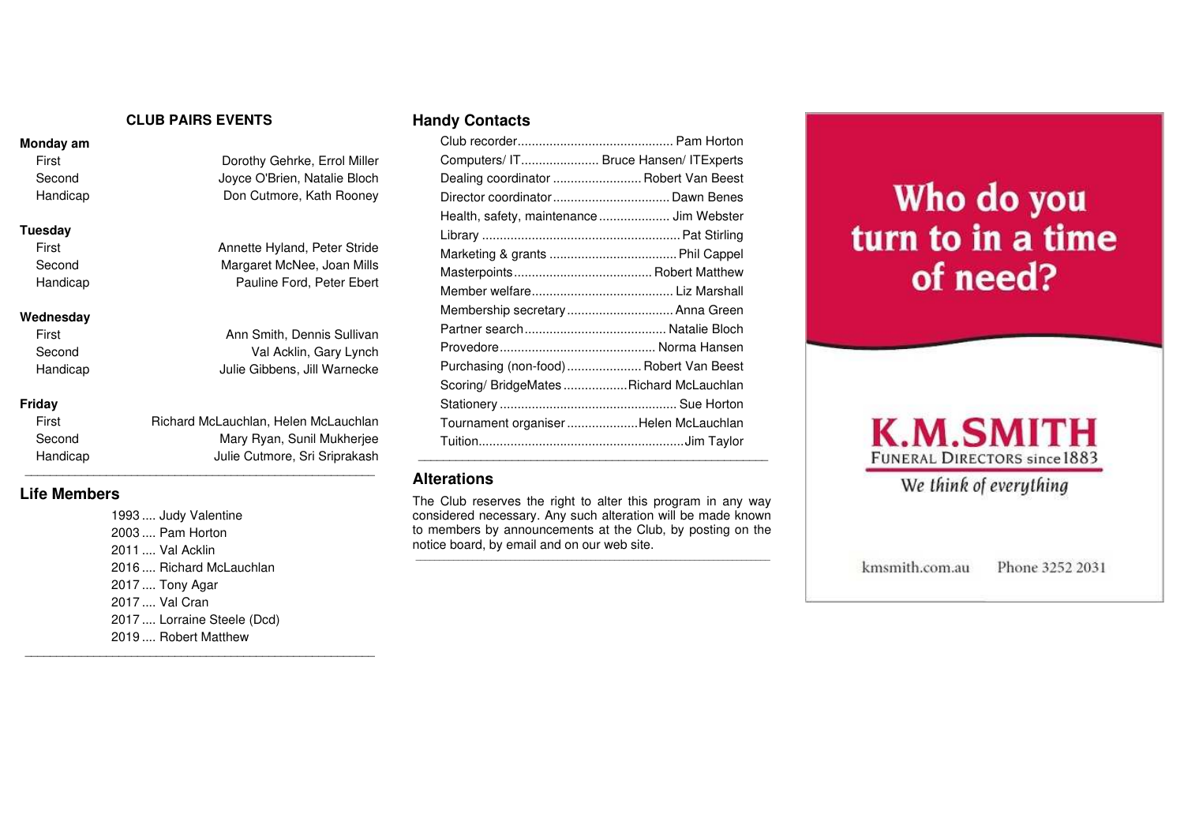## CLUB PAIRS EVENTS

**Monday am**

| | |
|---|---|
| First | Dorothy Gehrke, Errol Miller |
| Second | Joyce O'Brien, Natalie Bloch |
| Handicap | Don Cutmore, Kath Rooney |

**Tuesday**

| | |
|---|---|
| First | Annette Hyland, Peter Stride |
| Second | Margaret McNee, Joan Mills |
| Handicap | Pauline Ford, Peter Ebert |

**Wednesday**

| | |
|---|---|
| First | Ann Smith, Dennis Sullivan |
| Second | Val Acklin, Gary Lynch |
| Handicap | Julie Gibbens, Jill Warnecke |

**Friday**

| | |
|---|---|
| First | Richard McLauchlan, Helen McLauchlan |
| Second | Mary Ryan, Sunil Mukherjee |
| Handicap | Julie Cutmore, Sri Sriprakash |

## Life Members

1993 .... Judy Valentine
2003 .... Pam Horton
2011 .... Val Acklin
2016 .... Richard McLauchlan
2017 .... Tony Agar
2017 .... Val Cran
2017 .... Lorraine Steele (Dcd)
2019 .... Robert Matthew

## Handy Contacts

Club recorder........................................ Pam Horton
Computers/ IT..................... Bruce Hansen/ ITExperts
Dealing coordinator ........................ Robert Van Beest
Director coordinator................................ Dawn Benes
Health, safety, maintenance.................... Jim Webster
Library ........................................................ Pat Stirling
Marketing & grants ................................... Phil Cappel
Masterpoints...................................... Robert Matthew
Member welfare........................................ Liz Marshall
Membership secretary............................. Anna Green
Partner search........................................ Natalie Bloch
Provedore........................................... Norma Hansen
Purchasing (non-food).................... Robert Van Beest
Scoring/ BridgeMates.................Richard McLauchlan
Stationery ................................................. Sue Horton
Tournament organiser...................Helen McLauchlan
Tuition.........................................................Jim Taylor

## Alterations

The Club reserves the right to alter this program in any way considered necessary. Any such alteration will be made known to members by announcements at the Club, by posting on the notice board, by email and on our web site.

Who do you turn to in a time of need?

K.M.SMITH
FUNERAL DIRECTORS since 1883
*We think of everything*

kmsmith.com.au Phone 3252 2031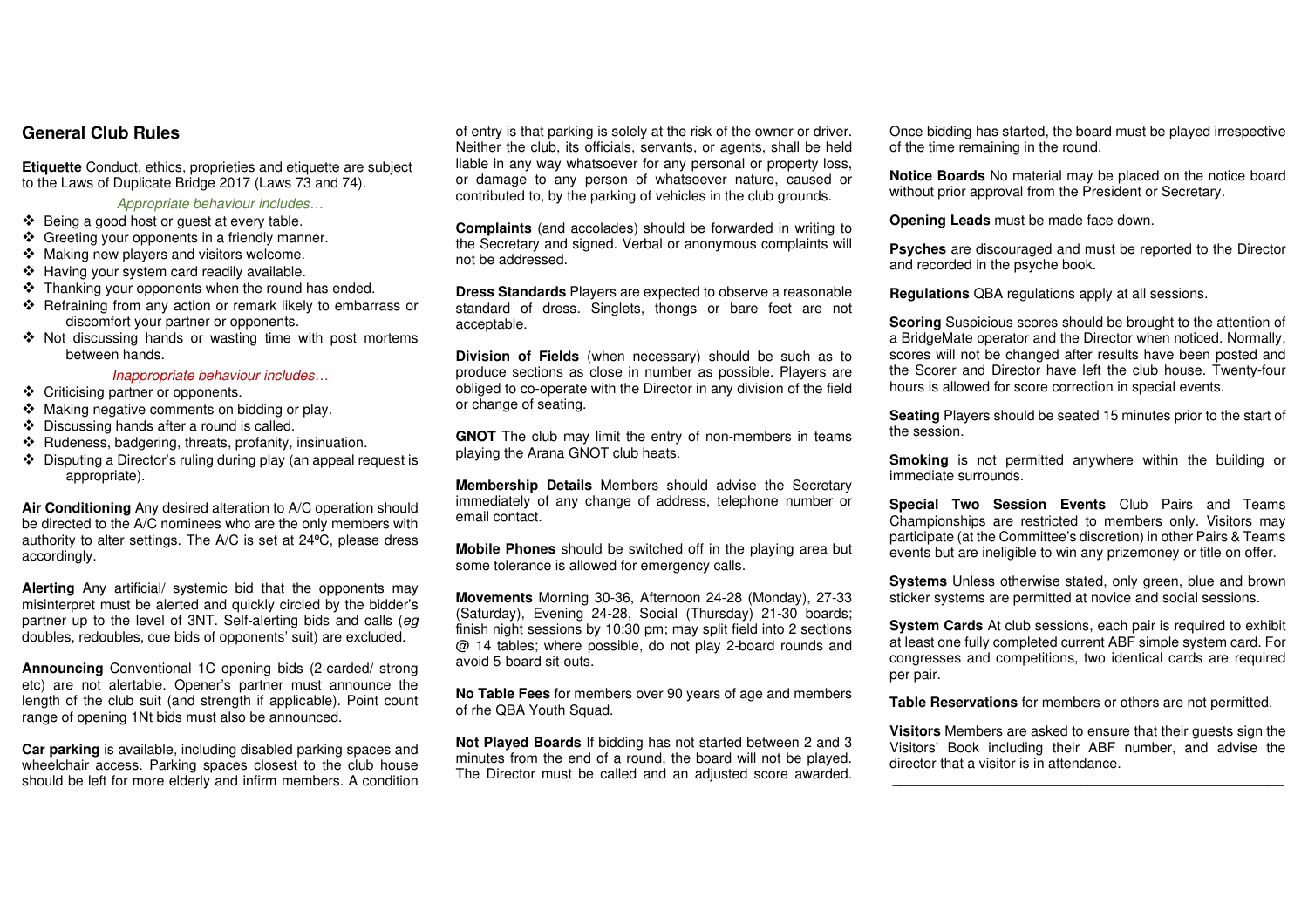## General Club Rules

**Etiquette** Conduct, ethics, proprieties and etiquette are subject to the Laws of Duplicate Bridge 2017 (Laws 73 and 74).

*Appropriate behaviour includes…*

- Being a good host or guest at every table.
- Greeting your opponents in a friendly manner.
- Making new players and visitors welcome.
- Having your system card readily available.
- Thanking your opponents when the round has ended.
- Refraining from any action or remark likely to embarrass or discomfort your partner or opponents.
- Not discussing hands or wasting time with post mortems between hands.

*Inappropriate behaviour includes…*

- Criticising partner or opponents.
- Making negative comments on bidding or play.
- Discussing hands after a round is called.
- Rudeness, badgering, threats, profanity, insinuation.
- Disputing a Director's ruling during play (an appeal request is appropriate).

**Air Conditioning** Any desired alteration to A/C operation should be directed to the A/C nominees who are the only members with authority to alter settings. The A/C is set at 24ºC, please dress accordingly.

**Alerting** Any artificial/ systemic bid that the opponents may misinterpret must be alerted and quickly circled by the bidder's partner up to the level of 3NT. Self-alerting bids and calls (*eg* doubles, redoubles, cue bids of opponents' suit) are excluded.

**Announcing** Conventional 1C opening bids (2-carded/ strong etc) are not alertable. Opener's partner must announce the length of the club suit (and strength if applicable). Point count range of opening 1Nt bids must also be announced.

**Car parking** is available, including disabled parking spaces and wheelchair access. Parking spaces closest to the club house should be left for more elderly and infirm members. A condition of entry is that parking is solely at the risk of the owner or driver. Neither the club, its officials, servants, or agents, shall be held liable in any way whatsoever for any personal or property loss, or damage to any person of whatsoever nature, caused or contributed to, by the parking of vehicles in the club grounds.

**Complaints** (and accolades) should be forwarded in writing to the Secretary and signed. Verbal or anonymous complaints will not be addressed.

**Dress Standards** Players are expected to observe a reasonable standard of dress. Singlets, thongs or bare feet are not acceptable.

**Division of Fields** (when necessary) should be such as to produce sections as close in number as possible. Players are obliged to co-operate with the Director in any division of the field or change of seating.

**GNOT** The club may limit the entry of non-members in teams playing the Arana GNOT club heats.

**Membership Details** Members should advise the Secretary immediately of any change of address, telephone number or email contact.

**Mobile Phones** should be switched off in the playing area but some tolerance is allowed for emergency calls.

**Movements** Morning 30-36, Afternoon 24-28 (Monday), 27-33 (Saturday), Evening 24-28, Social (Thursday) 21-30 boards; finish night sessions by 10:30 pm; may split field into 2 sections @ 14 tables; where possible, do not play 2-board rounds and avoid 5-board sit-outs.

**No Table Fees** for members over 90 years of age and members of rhe QBA Youth Squad.

**Not Played Boards** If bidding has not started between 2 and 3 minutes from the end of a round, the board will not be played. The Director must be called and an adjusted score awarded. Once bidding has started, the board must be played irrespective of the time remaining in the round.

**Notice Boards** No material may be placed on the notice board without prior approval from the President or Secretary.

**Opening Leads** must be made face down.

**Psyches** are discouraged and must be reported to the Director and recorded in the psyche book.

**Regulations** QBA regulations apply at all sessions.

**Scoring** Suspicious scores should be brought to the attention of a BridgeMate operator and the Director when noticed. Normally, scores will not be changed after results have been posted and the Scorer and Director have left the club house. Twenty-four hours is allowed for score correction in special events.

**Seating** Players should be seated 15 minutes prior to the start of the session.

**Smoking** is not permitted anywhere within the building or immediate surrounds.

**Special Two Session Events** Club Pairs and Teams Championships are restricted to members only. Visitors may participate (at the Committee's discretion) in other Pairs & Teams events but are ineligible to win any prizemoney or title on offer.

**Systems** Unless otherwise stated, only green, blue and brown sticker systems are permitted at novice and social sessions.

**System Cards** At club sessions, each pair is required to exhibit at least one fully completed current ABF simple system card. For congresses and competitions, two identical cards are required per pair.

**Table Reservations** for members or others are not permitted.

**Visitors** Members are asked to ensure that their guests sign the Visitors' Book including their ABF number, and advise the director that a visitor is in attendance.

---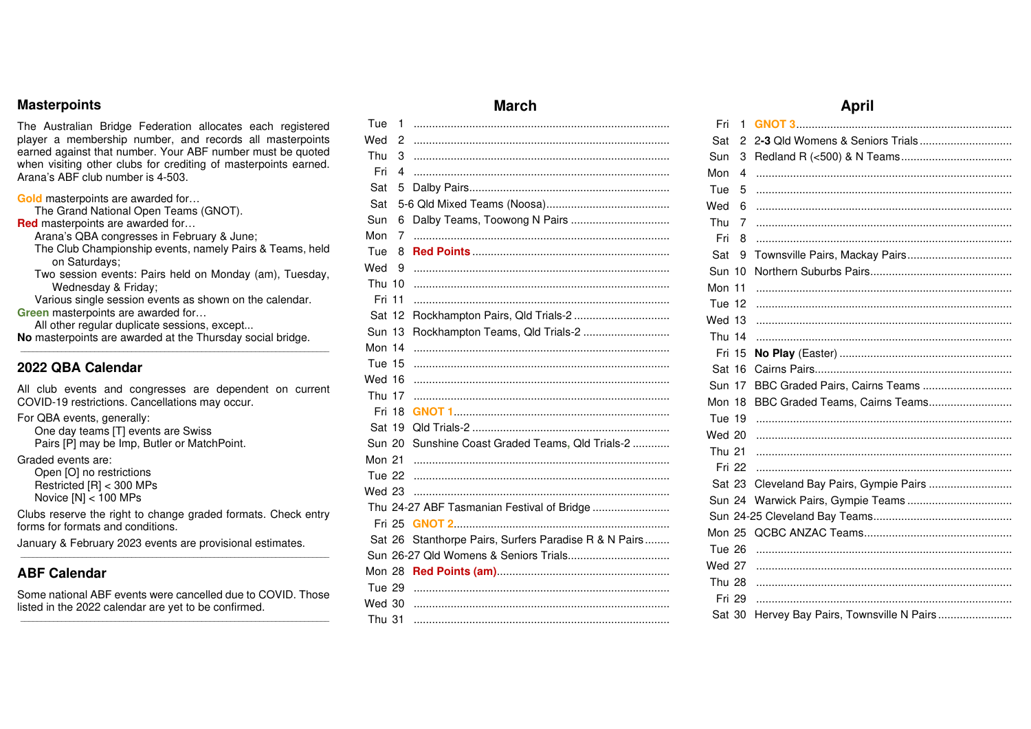## Masterpoints

The Australian Bridge Federation allocates each registered player a membership number, and records all masterpoints earned against that number. Your ABF number must be quoted when visiting other clubs for crediting of masterpoints earned. Arana's ABF club number is 4-503.

**Gold** masterpoints are awarded for…
- The Grand National Open Teams (GNOT).

**Red** masterpoints are awarded for…
- Arana's QBA congresses in February & June;
- The Club Championship events, namely Pairs & Teams, held on Saturdays;
- Two session events: Pairs held on Monday (am), Tuesday, Wednesday & Friday;
- Various single session events as shown on the calendar.

**Green** masterpoints are awarded for…
- All other regular duplicate sessions, except...

**No** masterpoints are awarded at the Thursday social bridge.

## 2022 QBA Calendar

All club events and congresses are dependent on current COVID-19 restrictions. Cancellations may occur.

For QBA events, generally:
- One day teams [T] events are Swiss
- Pairs [P] may be Imp, Butler or MatchPoint.

Graded events are:
- Open [O] no restrictions
- Restricted [R] < 300 MPs
- Novice [N] < 100 MPs

Clubs reserve the right to change graded formats. Check entry forms for formats and conditions.

January & February 2023 events are provisional estimates.

## ABF Calendar

Some national ABF events were cancelled due to COVID. Those listed in the 2022 calendar are yet to be confirmed.

## March

| | | |
|---|---|---|
| Tue | 1 | |
| Wed | 2 | |
| Thu | 3 | |
| Fri | 4 | |
| Sat | 5 | Dalby Pairs |
| Sat | 5-6 | Qld Mixed Teams (Noosa) |
| Sun | 6 | Dalby Teams, Toowong N Pairs |
| Mon | 7 | |
| Tue | 8 | **Red Points** |
| Wed | 9 | |
| Thu | 10 | |
| Fri | 11 | |
| Sat | 12 | Rockhampton Pairs, Qld Trials-2 |
| Sun | 13 | Rockhampton Teams, Qld Trials-2 |
| Mon | 14 | |
| Tue | 15 | |
| Wed | 16 | |
| Thu | 17 | |
| Fri | 18 | **GNOT 1** |
| Sat | 19 | Qld Trials-2 |
| Sun | 20 | Sunshine Coast Graded Teams, Qld Trials-2 |
| Mon | 21 | |
| Tue | 22 | |
| Wed | 23 | |
| Thu | 24-27 | ABF Tasmanian Festival of Bridge |
| Fri | 25 | **GNOT 2** |
| Sat | 26 | Stanthorpe Pairs, Surfers Paradise R & N Pairs |
| Sun | 26-27 | Qld Womens & Seniors Trials |
| Mon | 28 | **Red Points (am)** |
| Tue | 29 | |
| Wed | 30 | |
| Thu | 31 | |

## April

| | | |
|---|---|---|
| Fri | 1 | **GNOT 3** |
| Sat | 2 | **2-3** Qld Womens & Seniors Trials |
| Sun | 3 | Redland R (<500) & N Teams |
| Mon | 4 | |
| Tue | 5 | |
| Wed | 6 | |
| Thu | 7 | |
| Fri | 8 | |
| Sat | 9 | Townsville Pairs, Mackay Pairs |
| Sun | 10 | Northern Suburbs Pairs |
| Mon | 11 | |
| Tue | 12 | |
| Wed | 13 | |
| Thu | 14 | |
| Fri | 15 | **No Play** (Easter) |
| Sat | 16 | Cairns Pairs |
| Sun | 17 | BBC Graded Pairs, Cairns Teams |
| Mon | 18 | BBC Graded Teams, Cairns Teams |
| Tue | 19 | |
| Wed | 20 | |
| Thu | 21 | |
| Fri | 22 | |
| Sat | 23 | Cleveland Bay Pairs, Gympie Pairs |
| Sun | 24 | Warwick Pairs, Gympie Teams |
| Sun | 24-25 | Cleveland Bay Teams |
| Mon | 25 | QCBC ANZAC Teams |
| Tue | 26 | |
| Wed | 27 | |
| Thu | 28 | |
| Fri | 29 | |
| Sat | 30 | Hervey Bay Pairs, Townsville N Pairs |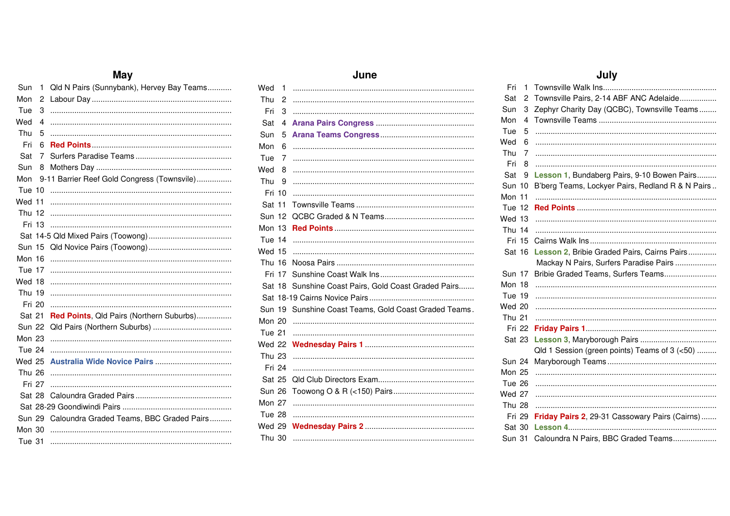## May

| | | |
|---|---|---|
| Sun | 1 | Qld N Pairs (Sunnybank), Hervey Bay Teams |
| Mon | 2 | Labour Day |
| Tue | 3 | |
| Wed | 4 | |
| Thu | 5 | |
| Fri | 6 | **Red Points** |
| Sat | 7 | Surfers Paradise Teams |
| Sun | 8 | Mothers Day |
| Mon | 9-11 | Barrier Reef Gold Congress (Townsvile) |
| Tue | 10 | |
| Wed | 11 | |
| Thu | 12 | |
| Fri | 13 | |
| Sat | 14-5 | Qld Mixed Pairs (Toowong) |
| Sun | 15 | Qld Novice Pairs (Toowong) |
| Mon | 16 | |
| Tue | 17 | |
| Wed | 18 | |
| Thu | 19 | |
| Fri | 20 | |
| Sat | 21 | **Red Points**, Qld Pairs (Northern Suburbs) |
| Sun | 22 | Qld Pairs (Northern Suburbs) |
| Mon | 23 | |
| Tue | 24 | |
| Wed | 25 | **Australia Wide Novice Pairs** |
| Thu | 26 | |
| Fri | 27 | |
| Sat | 28 | Caloundra Graded Pairs |
| Sat | 28-29 | Goondiwindi Pairs |
| Sun | 29 | Caloundra Graded Teams, BBC Graded Pairs |
| Mon | 30 | |
| Tue | 31 | |

## June

| | | |
|---|---|---|
| Wed | 1 | |
| Thu | 2 | |
| Fri | 3 | |
| Sat | 4 | **Arana Pairs Congress** |
| Sun | 5 | **Arana Teams Congress** |
| Mon | 6 | |
| Tue | 7 | |
| Wed | 8 | |
| Thu | 9 | |
| Fri | 10 | |
| Sat | 11 | Townsville Teams |
| Sun | 12 | QCBC Graded & N Teams |
| Mon | 13 | **Red Points** |
| Tue | 14 | |
| Wed | 15 | |
| Thu | 16 | Noosa Pairs |
| Fri | 17 | Sunshine Coast Walk Ins |
| Sat | 18 | Sunshine Coast Pairs, Gold Coast Graded Pairs |
| Sat | 18-19 | Cairns Novice Pairs |
| Sun | 19 | Sunshine Coast Teams, Gold Coast Graded Teams |
| Mon | 20 | |
| Tue | 21 | |
| Wed | 22 | **Wednesday Pairs 1** |
| Thu | 23 | |
| Fri | 24 | |
| Sat | 25 | Qld Club Directors Exam |
| Sun | 26 | Toowong O & R (<150) Pairs |
| Mon | 27 | |
| Tue | 28 | |
| Wed | 29 | **Wednesday Pairs 2** |
| Thu | 30 | |

## July

| | | |
|---|---|---|
| Fri | 1 | Townsville Walk Ins |
| Sat | 2 | Townsville Pairs, 2-14 ABF ANC Adelaide |
| Sun | 3 | Zephyr Charity Day (QCBC), Townsville Teams |
| Mon | 4 | Townsville Teams |
| Tue | 5 | |
| Wed | 6 | |
| Thu | 7 | |
| Fri | 8 | |
| Sat | 9 | **Lesson 1**, Bundaberg Pairs, 9-10 Bowen Pairs |
| Sun | 10 | B'berg Teams, Lockyer Pairs, Redland R & N Pairs |
| Mon | 11 | |
| Tue | 12 | **Red Points** |
| Wed | 13 | |
| Thu | 14 | |
| Fri | 15 | Cairns Walk Ins |
| Sat | 16 | **Lesson 2**, Bribie Graded Pairs, Cairns Pairs, Mackay N Pairs, Surfers Paradise Pairs |
| Sun | 17 | Bribie Graded Teams, Surfers Teams |
| Mon | 18 | |
| Tue | 19 | |
| Wed | 20 | |
| Thu | 21 | |
| Fri | 22 | **Friday Pairs 1** |
| Sat | 23 | **Lesson 3**, Maryborough Pairs, Qld 1 Session (green points) Teams of 3 (<50) |
| Sun | 24 | Maryborough Teams |
| Mon | 25 | |
| Tue | 26 | |
| Wed | 27 | |
| Thu | 28 | |
| Fri | 29 | **Friday Pairs 2**, 29-31 Cassowary Pairs (Cairns) |
| Sat | 30 | **Lesson 4** |
| Sun | 31 | Caloundra N Pairs, BBC Graded Teams |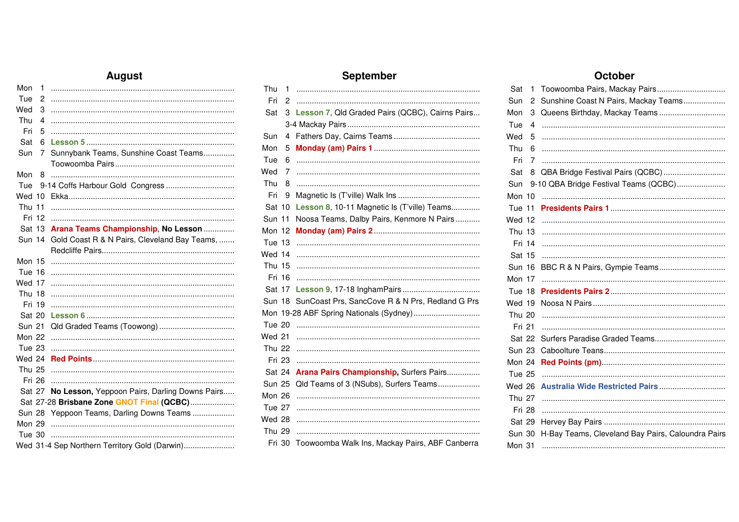## August

- Mon 1
- Tue 2
- Wed 3
- Thu 4
- Fri 5
- Sat 6 **Lesson 5**
- Sun 7 Sunnybank Teams, Sunshine Coast Teams, Toowoomba Pairs
- Mon 8
- Tue 9-14 Coffs Harbour Gold Congress
- Wed 10 Ekka
- Thu 11
- Fri 12
- Sat 13 **Arana Teams Championship**, **No Lesson**
- Sun 14 Gold Coast R & N Pairs, Cleveland Bay Teams, Redcliffe Pairs
- Mon 15
- Tue 16
- Wed 17
- Thu 18
- Fri 19
- Sat 20 **Lesson 6**
- Sun 21 Qld Graded Teams (Toowong)
- Mon 22
- Tue 23
- Wed 24 **Red Points**
- Thu 25
- Fri 26
- Sat 27 **No Lesson,** Yeppoon Pairs, Darling Downs Pairs
- Sat 27-28 **Brisbane Zone GNOT Final (QCBC)**
- Sun 28 Yeppoon Teams, Darling Downs Teams
- Mon 29
- Tue 30
- Wed 31-4 Sep Northern Territory Gold (Darwin)

## September

- Thu 1
- Fri 2
- Sat 3 **Lesson 7**, Qld Graded Pairs (QCBC), Cairns Pairs... 3-4 Mackay Pairs
- Sun 4 Fathers Day, Cairns Teams
- Mon 5 **Monday (am) Pairs 1**
- Tue 6
- Wed 7
- Thu 8
- Fri 9 Magnetic Is (T'ville) Walk Ins
- Sat 10 **Lesson 8**, 10-11 Magnetic Is (T'ville) Teams
- Sun 11 Noosa Teams, Dalby Pairs, Kenmore N Pairs
- Mon 12 **Monday (am) Pairs 2**
- Tue 13
- Wed 14
- Thu 15
- Fri 16
- Sat 17 **Lesson 9,** 17-18 InghamPairs
- Sun 18 SunCoast Prs, SancCove R & N Prs, Redland G Prs
- Mon 19-28 ABF Spring Nationals (Sydney)
- Tue 20
- Wed 21
- Thu 22
- Fri 23
- Sat 24 **Arana Pairs Championship,** Surfers Pairs
- Sun 25 Qld Teams of 3 (NSubs), Surfers Teams
- Mon 26
- Tue 27
- Wed 28
- Thu 29
- Fri 30 Toowoomba Walk Ins, Mackay Pairs, ABF Canberra

## October

- Sat 1 Toowoomba Pairs, Mackay Pairs
- Sun 2 Sunshine Coast N Pairs, Mackay Teams
- Mon 3 Queens Birthday, Mackay Teams
- Tue 4
- Wed 5
- Thu 6
- Fri 7
- Sat 8 QBA Bridge Festival Pairs (QCBC)
- Sun 9-10 QBA Bridge Festival Teams (QCBC)
- Mon 10
- Tue 11 **Presidents Pairs 1**
- Wed 12
- Thu 13
- Fri 14
- Sat 15
- Sun 16 BBC R & N Pairs, Gympie Teams
- Mon 17
- Tue 18 **Presidents Pairs 2**
- Wed 19 Noosa N Pairs
- Thu 20
- Fri 21
- Sat 22 Surfers Paradise Graded Teams
- Sun 23 Caboolture Teans
- Mon 24 **Red Points (pm)**
- Tue 25
- Wed 26 **Australia Wide Restricted Pairs**
- Thu 27
- Fri 28
- Sat 29 Hervey Bay Pairs
- Sun 30 H-Bay Teams, Cleveland Bay Pairs, Caloundra Pairs
- Mon 31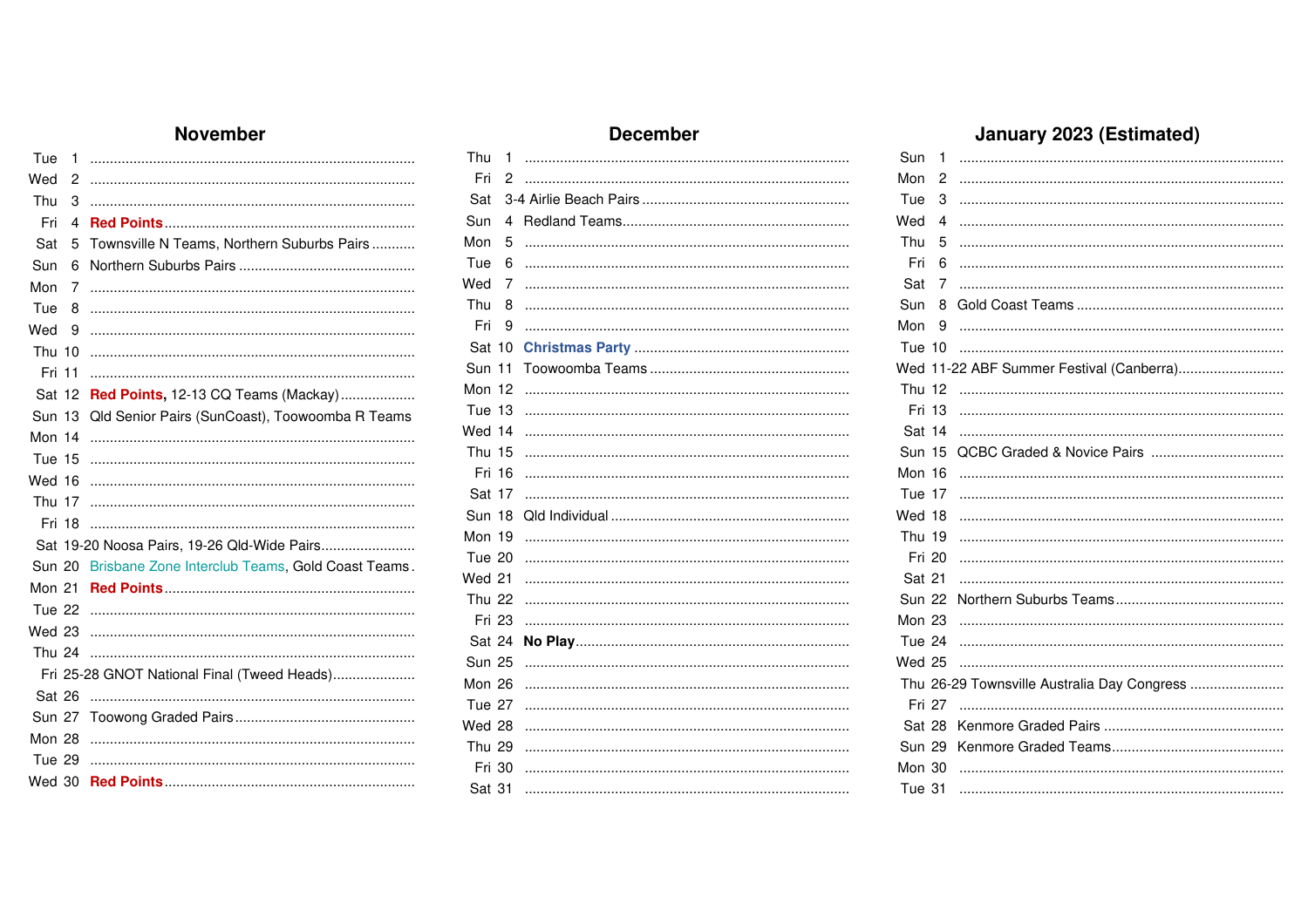## November

- Tue 1
- Wed 2
- Thu 3
- Fri 4 **Red Points**
- Sat 5 Townsville N Teams, Northern Suburbs Pairs
- Sun 6 Northern Suburbs Pairs
- Mon 7
- Tue 8
- Wed 9
- Thu 10
- Fri 11
- Sat 12 **Red Points,** 12-13 CQ Teams (Mackay)
- Sun 13 Qld Senior Pairs (SunCoast), Toowoomba R Teams
- Mon 14
- Tue 15
- Wed 16
- Thu 17
- Fri 18
- Sat 19-20 Noosa Pairs, 19-26 Qld-Wide Pairs
- Sun 20 Brisbane Zone Interclub Teams, Gold Coast Teams
- Mon 21 **Red Points**
- Tue 22
- Wed 23
- Thu 24
- Fri 25-28 GNOT National Final (Tweed Heads)
- Sat 26
- Sun 27 Toowong Graded Pairs
- Mon 28
- Tue 29
- Wed 30 **Red Points**

## December

- Thu 1
- Fri 2
- Sat 3-4 Airlie Beach Pairs
- Sun 4 Redland Teams
- Mon 5
- Tue 6
- Wed 7
- Thu 8
- Fri 9
- Sat 10 **Christmas Party**
- Sun 11 Toowoomba Teams
- Mon 12
- Tue 13
- Wed 14
- Thu 15
- Fri 16
- Sat 17
- Sun 18 Qld Individual
- Mon 19
- Tue 20
- Wed 21
- Thu 22
- Fri 23
- Sat 24 **No Play**
- Sun 25
- Mon 26
- Tue 27
- Wed 28
- Thu 29
- Fri 30
- Sat 31

## January 2023 (Estimated)

- Sun 1
- Mon 2
- Tue 3
- Wed 4
- Thu 5
- Fri 6
- Sat 7
- Sun 8 Gold Coast Teams
- Mon 9
- Tue 10
- Wed 11-22 ABF Summer Festival (Canberra)
- Thu 12
- Fri 13
- Sat 14
- Sun 15 QCBC Graded & Novice Pairs
- Mon 16
- Tue 17
- Wed 18
- Thu 19
- Fri 20
- Sat 21
- Sun 22 Northern Suburbs Teams
- Mon 23
- Tue 24
- Wed 25
- Thu 26-29 Townsville Australia Day Congress
- Fri 27
- Sat 28 Kenmore Graded Pairs
- Sun 29 Kenmore Graded Teams
- Mon 30
- Tue 31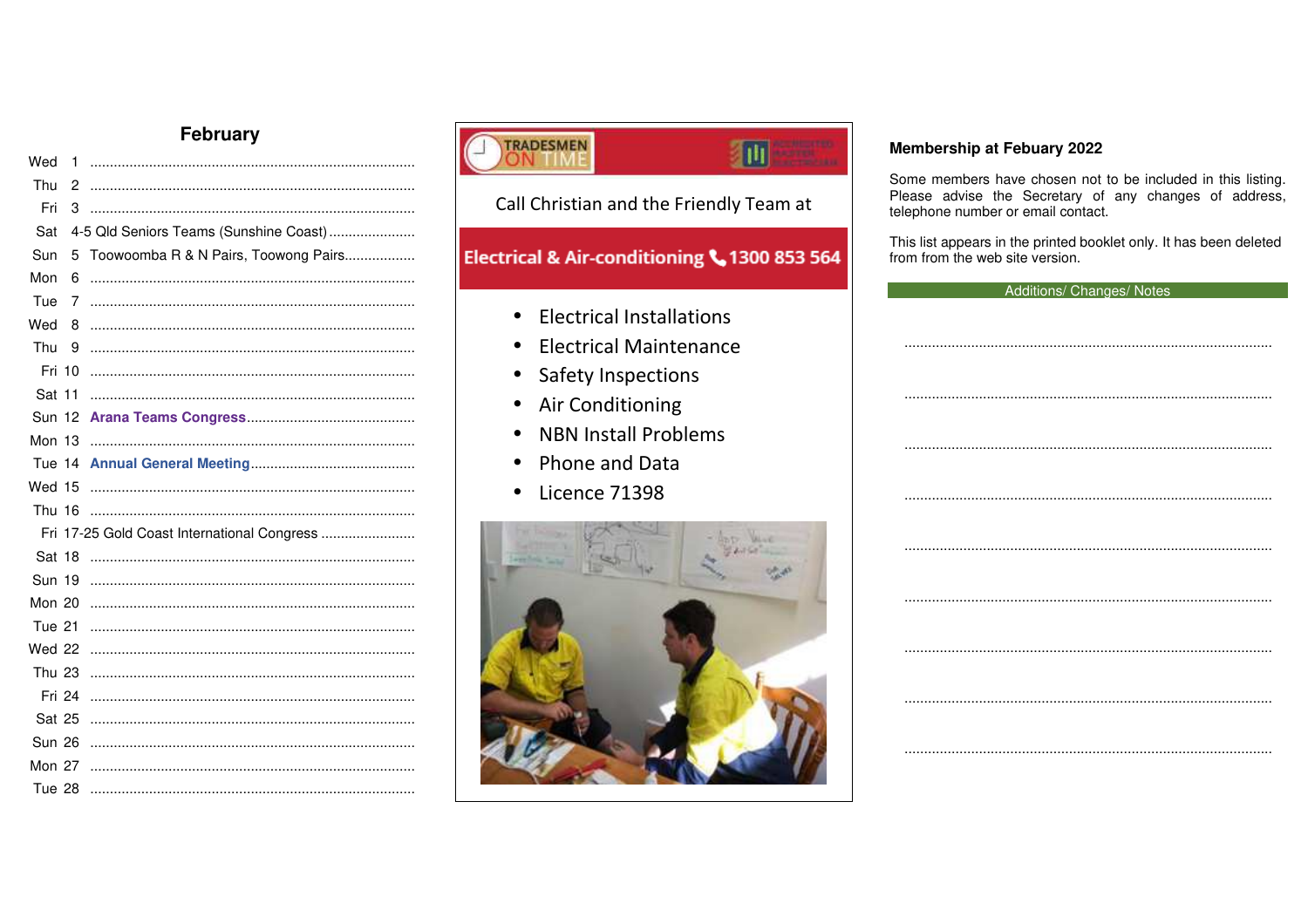## February

| | | |
|---|---|---|
| Wed | 1 | |
| Thu | 2 | |
| Fri | 3 | |
| Sat | 4-5 | Qld Seniors Teams (Sunshine Coast) |
| Sun | 5 | Toowoomba R & N Pairs, Toowong Pairs |
| Mon | 6 | |
| Tue | 7 | |
| Wed | 8 | |
| Thu | 9 | |
| Fri | 10 | |
| Sat | 11 | |
| Sun | 12 | **Arana Teams Congress** |
| Mon | 13 | |
| Tue | 14 | **Annual General Meeting** |
| Wed | 15 | |
| Thu | 16 | |
| Fri | 17-25 | Gold Coast International Congress |
| Sat | 18 | |
| Sun | 19 | |
| Mon | 20 | |
| Tue | 21 | |
| Wed | 22 | |
| Thu | 23 | |
| Fri | 24 | |
| Sat | 25 | |
| Sun | 26 | |
| Mon | 27 | |
| Tue | 28 | |

TRADESMEN ON TIME

Call Christian and the Friendly Team at

**Electrical & Air-conditioning 1300 853 564**

- Electrical Installations
- Electrical Maintenance
- Safety Inspections
- Air Conditioning
- NBN Install Problems
- Phone and Data
- Licence 71398

### Membership at Febuary 2022

Some members have chosen not to be included in this listing. Please advise the Secretary of any changes of address, telephone number or email contact.

This list appears in the printed booklet only. It has been deleted from from the web site version.

Additions/ Changes/ Notes

.............................................................................................

.............................................................................................

.............................................................................................

.............................................................................................

.............................................................................................

.............................................................................................

.............................................................................................

.............................................................................................

.............................................................................................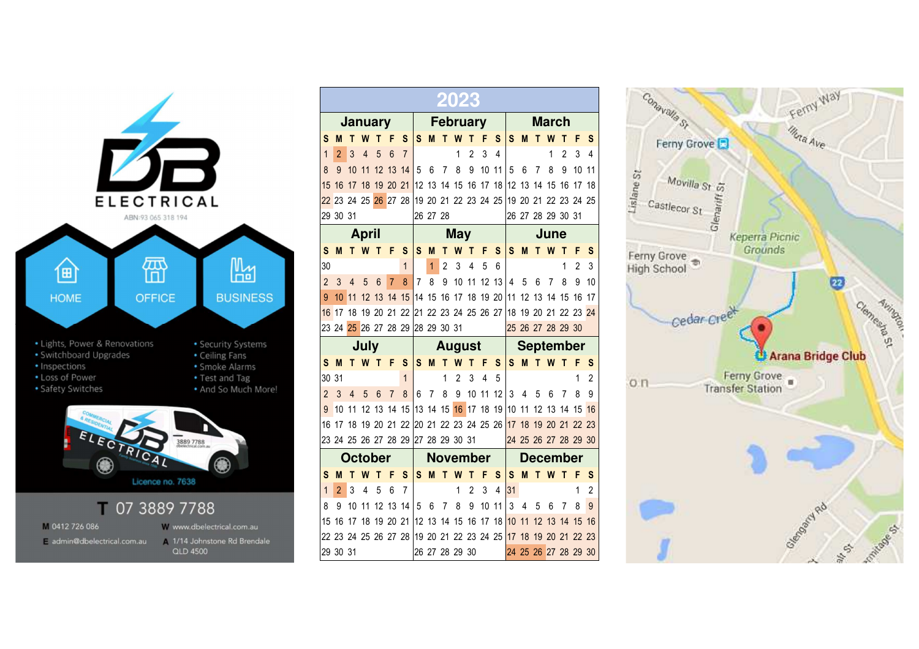# DB ELECTRICAL

ABN:93 065 318 194

HOME | OFFICE | BUSINESS

- Lights, Power & Renovations
- Switchboard Upgrades
- Inspections
- Loss of Power
- Safety Switches
- Security Systems
- Ceiling Fans
- Smoke Alarms
- Test and Tag
- And So Much More!

Licence no. 7638

**T** 07 3889 7788

**M** 0412 726 086

**W** www.dbelectrical.com.au

**E** admin@dbelectrical.com.au

**A** 1/14 Johnstone Rd Brendale QLD 4500

## 2023

### January

| S | M | T | W | T | F | S |
|---|---|---|---|---|---|---|
| 1 | 2 | 3 | 4 | 5 | 6 | 7 |
| 8 | 9 | 10 | 11 | 12 | 13 | 14 |
| 15 | 16 | 17 | 18 | 19 | 20 | 21 |
| 22 | 23 | 24 | 25 | 26 | 27 | 28 |
| 29 | 30 | 31 | | | | |

### February

| S | M | T | W | T | F | S |
|---|---|---|---|---|---|---|
| | | | 1 | 2 | 3 | 4 |
| 5 | 6 | 7 | 8 | 9 | 10 | 11 |
| 12 | 13 | 14 | 15 | 16 | 17 | 18 |
| 19 | 20 | 21 | 22 | 23 | 24 | 25 |
| 26 | 27 | 28 | | | | |

### March

| S | M | T | W | T | F | S |
|---|---|---|---|---|---|---|
| | | | 1 | 2 | 3 | 4 |
| 5 | 6 | 7 | 8 | 9 | 10 | 11 |
| 12 | 13 | 14 | 15 | 16 | 17 | 18 |
| 19 | 20 | 21 | 22 | 23 | 24 | 25 |
| 26 | 27 | 28 | 29 | 30 | 31 | |

### April

| S | M | T | W | T | F | S |
|---|---|---|---|---|---|---|
| 30 | | | | | | 1 |
| 2 | 3 | 4 | 5 | 6 | 7 | 8 |
| 9 | 10 | 11 | 12 | 13 | 14 | 15 |
| 16 | 17 | 18 | 19 | 20 | 21 | 22 |
| 23 | 24 | 25 | 26 | 27 | 28 | 29 |

### May

| S | M | T | W | T | F | S |
|---|---|---|---|---|---|---|
| | 1 | 2 | 3 | 4 | 5 | 6 |
| 7 | 8 | 9 | 10 | 11 | 12 | 13 |
| 14 | 15 | 16 | 17 | 18 | 19 | 20 |
| 21 | 22 | 23 | 24 | 25 | 26 | 27 |
| 28 | 29 | 30 | 31 | | | |

### June

| S | M | T | W | T | F | S |
|---|---|---|---|---|---|---|
| | | | | 1 | 2 | 3 |
| 4 | 5 | 6 | 7 | 8 | 9 | 10 |
| 11 | 12 | 13 | 14 | 15 | 16 | 17 |
| 18 | 19 | 20 | 21 | 22 | 23 | 24 |
| 25 | 26 | 27 | 28 | 29 | 30 | |

### July

| S | M | T | W | T | F | S |
|---|---|---|---|---|---|---|
| 30 | 31 | | | | | 1 |
| 2 | 3 | 4 | 5 | 6 | 7 | 8 |
| 9 | 10 | 11 | 12 | 13 | 14 | 15 |
| 16 | 17 | 18 | 19 | 20 | 21 | 22 |
| 23 | 24 | 25 | 26 | 27 | 28 | 29 |

### August

| S | M | T | W | T | F | S |
|---|---|---|---|---|---|---|
| | | 1 | 2 | 3 | 4 | 5 |
| 6 | 7 | 8 | 9 | 10 | 11 | 12 |
| 13 | 14 | 15 | 16 | 17 | 18 | 19 |
| 20 | 21 | 22 | 23 | 24 | 25 | 26 |
| 27 | 28 | 29 | 30 | 31 | | |

### September

| S | M | T | W | T | F | S |
|---|---|---|---|---|---|---|
| | | | | | 1 | 2 |
| 3 | 4 | 5 | 6 | 7 | 8 | 9 |
| 10 | 11 | 12 | 13 | 14 | 15 | 16 |
| 17 | 18 | 19 | 20 | 21 | 22 | 23 |
| 24 | 25 | 26 | 27 | 28 | 29 | 30 |

### October

| S | M | T | W | T | F | S |
|---|---|---|---|---|---|---|
| 1 | 2 | 3 | 4 | 5 | 6 | 7 |
| 8 | 9 | 10 | 11 | 12 | 13 | 14 |
| 15 | 16 | 17 | 18 | 19 | 20 | 21 |
| 22 | 23 | 24 | 25 | 26 | 27 | 28 |
| 29 | 30 | 31 | | | | |

### November

| S | M | T | W | T | F | S |
|---|---|---|---|---|---|---|
| | | | 1 | 2 | 3 | 4 |
| 5 | 6 | 7 | 8 | 9 | 10 | 11 |
| 12 | 13 | 14 | 15 | 16 | 17 | 18 |
| 19 | 20 | 21 | 22 | 23 | 24 | 25 |
| 26 | 27 | 28 | 29 | 30 | | |

### December

| S | M | T | W | T | F | S |
|---|---|---|---|---|---|---|
| 31 | | | | | 1 | 2 |
| 3 | 4 | 5 | 6 | 7 | 8 | 9 |
| 10 | 11 | 12 | 13 | 14 | 15 | 16 |
| 17 | 18 | 19 | 20 | 21 | 22 | 23 |
| 24 | 25 | 26 | 27 | 28 | 29 | 30 |

Conavalla St
Ferny Way
Ferny Grove
Illuta Ave
Lislane St
Movilla St
Glenariff St
Castlecor St
Keperra Picnic Grounds
Ferny Grove High School
22
Cedar Creek
Clemesha St
Avington
Arana Bridge Club
Ferny Grove Transfer Station
Glengarry Rd
Hermitage St